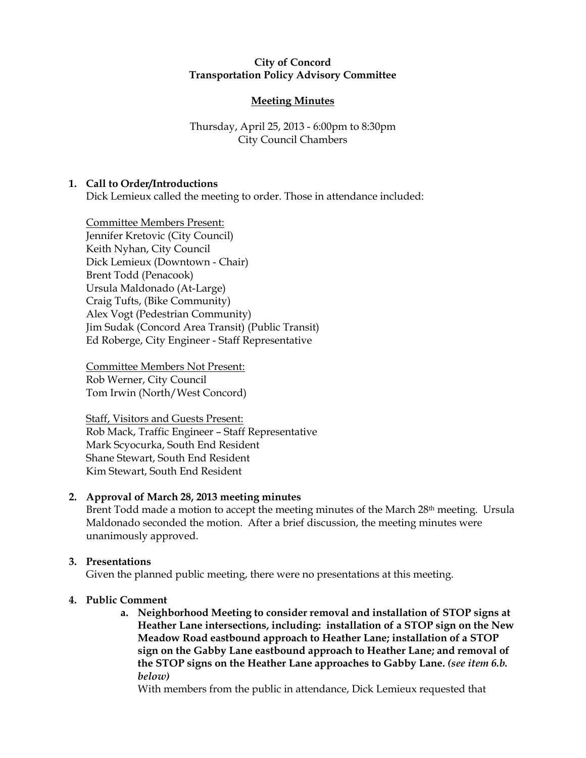**City of Concord**
**Transportation Policy Advisory Committee**

**Meeting Minutes**

Thursday, April 25, 2013 - 6:00pm to 8:30pm
City Council Chambers

1. **Call to Order/Introductions**
   Dick Lemieux called the meeting to order. Those in attendance included:

   Committee Members Present:
   Jennifer Kretovic (City Council)
   Keith Nyhan, City Council
   Dick Lemieux (Downtown - Chair)
   Brent Todd (Penacook)
   Ursula Maldonado (At-Large)
   Craig Tufts, (Bike Community)
   Alex Vogt (Pedestrian Community)
   Jim Sudak (Concord Area Transit) (Public Transit)
   Ed Roberge, City Engineer - Staff Representative

   Committee Members Not Present:
   Rob Werner, City Council
   Tom Irwin (North/West Concord)

   Staff, Visitors and Guests Present:
   Rob Mack, Traffic Engineer – Staff Representative
   Mark Scyocurka, South End Resident
   Shane Stewart, South End Resident
   Kim Stewart, South End Resident

2. **Approval of March 28, 2013 meeting minutes**
   Brent Todd made a motion to accept the meeting minutes of the March 28th meeting. Ursula Maldonado seconded the motion. After a brief discussion, the meeting minutes were unanimously approved.

3. **Presentations**
   Given the planned public meeting, there were no presentations at this meeting.

4. **Public Comment**
   a. **Neighborhood Meeting to consider removal and installation of STOP signs at Heather Lane intersections, including: installation of a STOP sign on the New Meadow Road eastbound approach to Heather Lane; installation of a STOP sign on the Gabby Lane eastbound approach to Heather Lane; and removal of the STOP signs on the Heather Lane approaches to Gabby Lane.** ***(see item 6.b. below)***
   With members from the public in attendance, Dick Lemieux requested that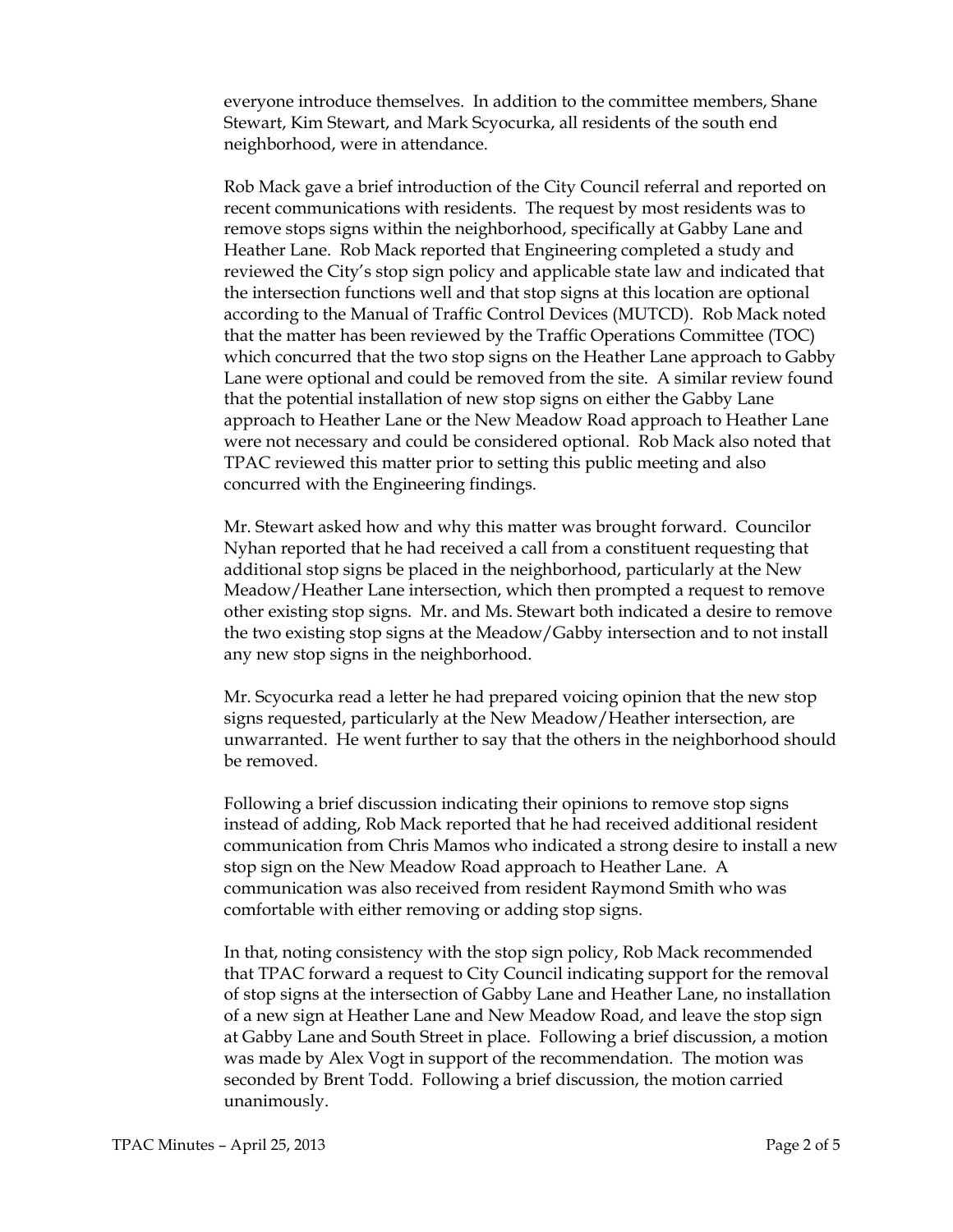everyone introduce themselves. In addition to the committee members, Shane Stewart, Kim Stewart, and Mark Scyocurka, all residents of the south end neighborhood, were in attendance.

Rob Mack gave a brief introduction of the City Council referral and reported on recent communications with residents. The request by most residents was to remove stops signs within the neighborhood, specifically at Gabby Lane and Heather Lane. Rob Mack reported that Engineering completed a study and reviewed the City's stop sign policy and applicable state law and indicated that the intersection functions well and that stop signs at this location are optional according to the Manual of Traffic Control Devices (MUTCD). Rob Mack noted that the matter has been reviewed by the Traffic Operations Committee (TOC) which concurred that the two stop signs on the Heather Lane approach to Gabby Lane were optional and could be removed from the site. A similar review found that the potential installation of new stop signs on either the Gabby Lane approach to Heather Lane or the New Meadow Road approach to Heather Lane were not necessary and could be considered optional. Rob Mack also noted that TPAC reviewed this matter prior to setting this public meeting and also concurred with the Engineering findings.

Mr. Stewart asked how and why this matter was brought forward. Councilor Nyhan reported that he had received a call from a constituent requesting that additional stop signs be placed in the neighborhood, particularly at the New Meadow/Heather Lane intersection, which then prompted a request to remove other existing stop signs. Mr. and Ms. Stewart both indicated a desire to remove the two existing stop signs at the Meadow/Gabby intersection and to not install any new stop signs in the neighborhood.

Mr. Scyocurka read a letter he had prepared voicing opinion that the new stop signs requested, particularly at the New Meadow/Heather intersection, are unwarranted. He went further to say that the others in the neighborhood should be removed.

Following a brief discussion indicating their opinions to remove stop signs instead of adding, Rob Mack reported that he had received additional resident communication from Chris Mamos who indicated a strong desire to install a new stop sign on the New Meadow Road approach to Heather Lane. A communication was also received from resident Raymond Smith who was comfortable with either removing or adding stop signs.

In that, noting consistency with the stop sign policy, Rob Mack recommended that TPAC forward a request to City Council indicating support for the removal of stop signs at the intersection of Gabby Lane and Heather Lane, no installation of a new sign at Heather Lane and New Meadow Road, and leave the stop sign at Gabby Lane and South Street in place. Following a brief discussion, a motion was made by Alex Vogt in support of the recommendation. The motion was seconded by Brent Todd. Following a brief discussion, the motion carried unanimously.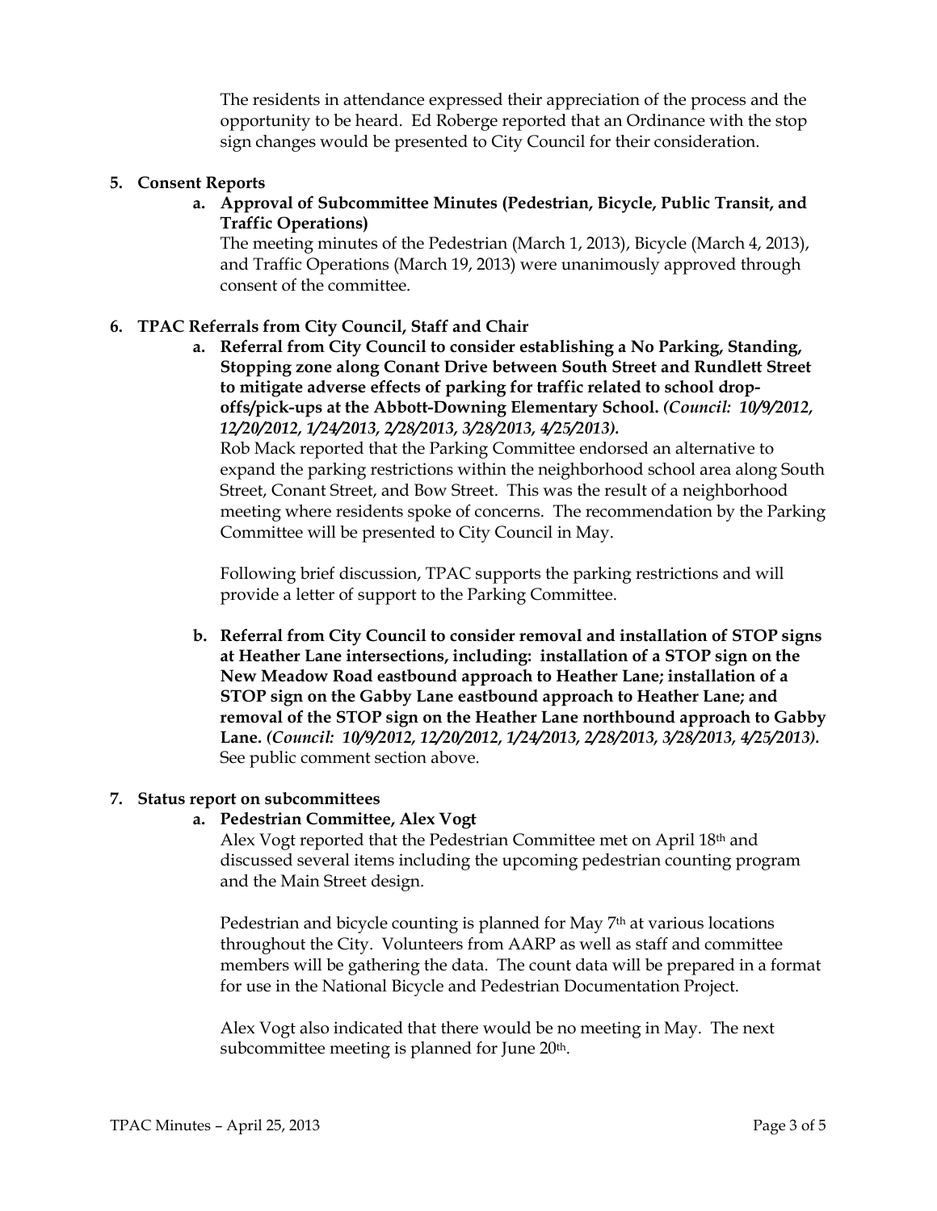The residents in attendance expressed their appreciation of the process and the opportunity to be heard. Ed Roberge reported that an Ordinance with the stop sign changes would be presented to City Council for their consideration.

**5. Consent Reports**

**a. Approval of Subcommittee Minutes (Pedestrian, Bicycle, Public Transit, and Traffic Operations)**

The meeting minutes of the Pedestrian (March 1, 2013), Bicycle (March 4, 2013), and Traffic Operations (March 19, 2013) were unanimously approved through consent of the committee.

**6. TPAC Referrals from City Council, Staff and Chair**

**a. Referral from City Council to consider establishing a No Parking, Standing, Stopping zone along Conant Drive between South Street and Rundlett Street to mitigate adverse effects of parking for traffic related to school drop-offs/pick-ups at the Abbott-Downing Elementary School.** ***(Council: 10/9/2012, 12/20/2012, 1/24/2013, 2/28/2013, 3/28/2013, 4/25/2013).***

Rob Mack reported that the Parking Committee endorsed an alternative to expand the parking restrictions within the neighborhood school area along South Street, Conant Street, and Bow Street. This was the result of a neighborhood meeting where residents spoke of concerns. The recommendation by the Parking Committee will be presented to City Council in May.

Following brief discussion, TPAC supports the parking restrictions and will provide a letter of support to the Parking Committee.

**b. Referral from City Council to consider removal and installation of STOP signs at Heather Lane intersections, including: installation of a STOP sign on the New Meadow Road eastbound approach to Heather Lane; installation of a STOP sign on the Gabby Lane eastbound approach to Heather Lane; and removal of the STOP sign on the Heather Lane northbound approach to Gabby Lane.** ***(Council: 10/9/2012, 12/20/2012, 1/24/2013, 2/28/2013, 3/28/2013, 4/25/2013).***

See public comment section above.

**7. Status report on subcommittees**

**a. Pedestrian Committee, Alex Vogt**

Alex Vogt reported that the Pedestrian Committee met on April 18th and discussed several items including the upcoming pedestrian counting program and the Main Street design.

Pedestrian and bicycle counting is planned for May 7th at various locations throughout the City. Volunteers from AARP as well as staff and committee members will be gathering the data. The count data will be prepared in a format for use in the National Bicycle and Pedestrian Documentation Project.

Alex Vogt also indicated that there would be no meeting in May. The next subcommittee meeting is planned for June 20th.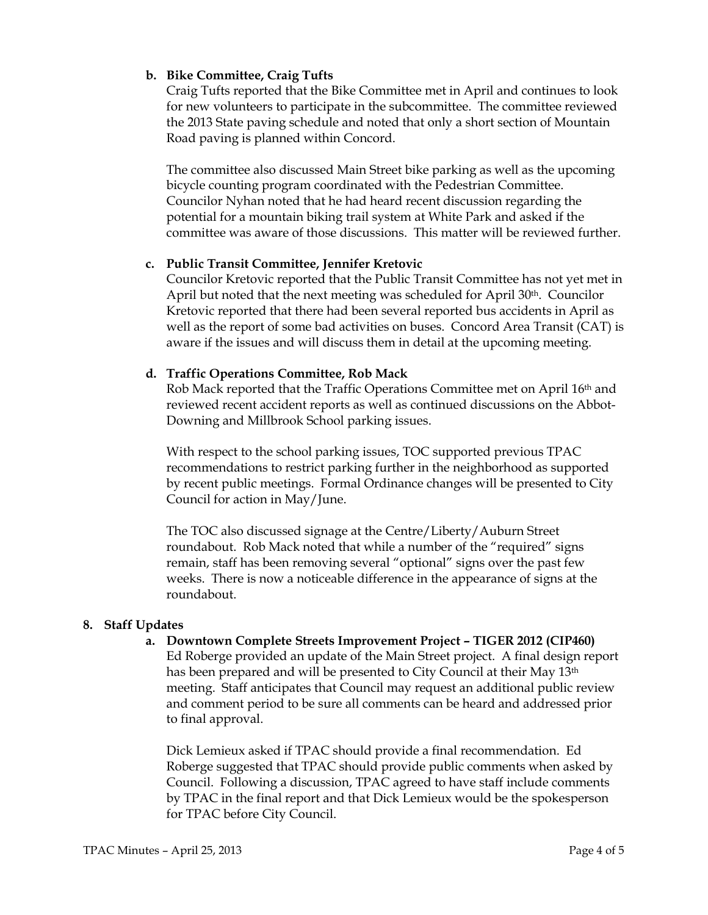**b. Bike Committee, Craig Tufts**

Craig Tufts reported that the Bike Committee met in April and continues to look for new volunteers to participate in the subcommittee. The committee reviewed the 2013 State paving schedule and noted that only a short section of Mountain Road paving is planned within Concord.

The committee also discussed Main Street bike parking as well as the upcoming bicycle counting program coordinated with the Pedestrian Committee. Councilor Nyhan noted that he had heard recent discussion regarding the potential for a mountain biking trail system at White Park and asked if the committee was aware of those discussions. This matter will be reviewed further.

**c. Public Transit Committee, Jennifer Kretovic**

Councilor Kretovic reported that the Public Transit Committee has not yet met in April but noted that the next meeting was scheduled for April 30th. Councilor Kretovic reported that there had been several reported bus accidents in April as well as the report of some bad activities on buses. Concord Area Transit (CAT) is aware if the issues and will discuss them in detail at the upcoming meeting.

**d. Traffic Operations Committee, Rob Mack**

Rob Mack reported that the Traffic Operations Committee met on April 16th and reviewed recent accident reports as well as continued discussions on the Abbot-Downing and Millbrook School parking issues.

With respect to the school parking issues, TOC supported previous TPAC recommendations to restrict parking further in the neighborhood as supported by recent public meetings. Formal Ordinance changes will be presented to City Council for action in May/June.

The TOC also discussed signage at the Centre/Liberty/Auburn Street roundabout. Rob Mack noted that while a number of the "required" signs remain, staff has been removing several "optional" signs over the past few weeks. There is now a noticeable difference in the appearance of signs at the roundabout.

**8. Staff Updates**

**a. Downtown Complete Streets Improvement Project – TIGER 2012 (CIP460)**

Ed Roberge provided an update of the Main Street project. A final design report has been prepared and will be presented to City Council at their May 13th meeting. Staff anticipates that Council may request an additional public review and comment period to be sure all comments can be heard and addressed prior to final approval.

Dick Lemieux asked if TPAC should provide a final recommendation. Ed Roberge suggested that TPAC should provide public comments when asked by Council. Following a discussion, TPAC agreed to have staff include comments by TPAC in the final report and that Dick Lemieux would be the spokesperson for TPAC before City Council.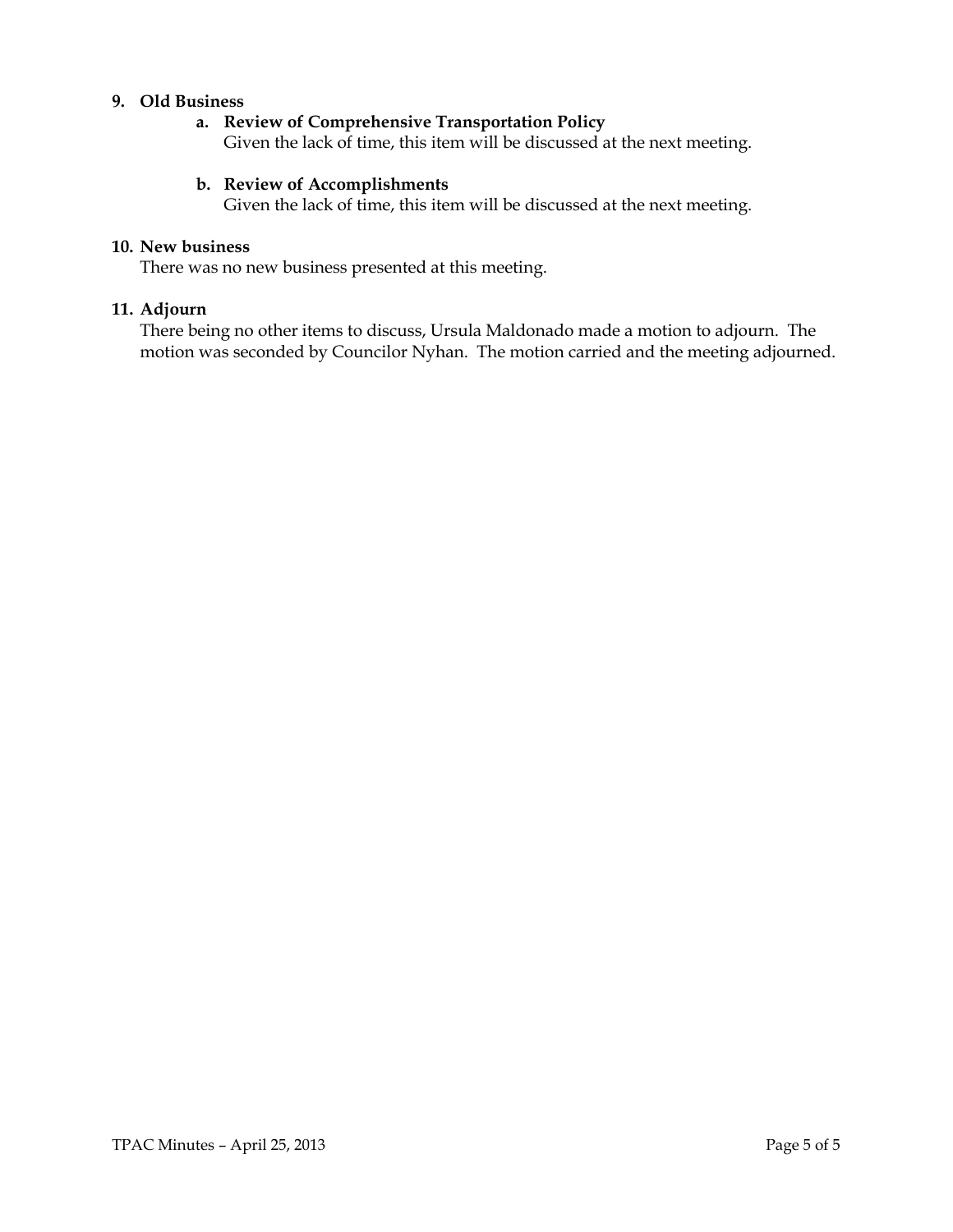**9. Old Business**

**a. Review of Comprehensive Transportation Policy**

Given the lack of time, this item will be discussed at the next meeting.

**b. Review of Accomplishments**

Given the lack of time, this item will be discussed at the next meeting.

**10. New business**

There was no new business presented at this meeting.

**11. Adjourn**

There being no other items to discuss, Ursula Maldonado made a motion to adjourn. The motion was seconded by Councilor Nyhan. The motion carried and the meeting adjourned.